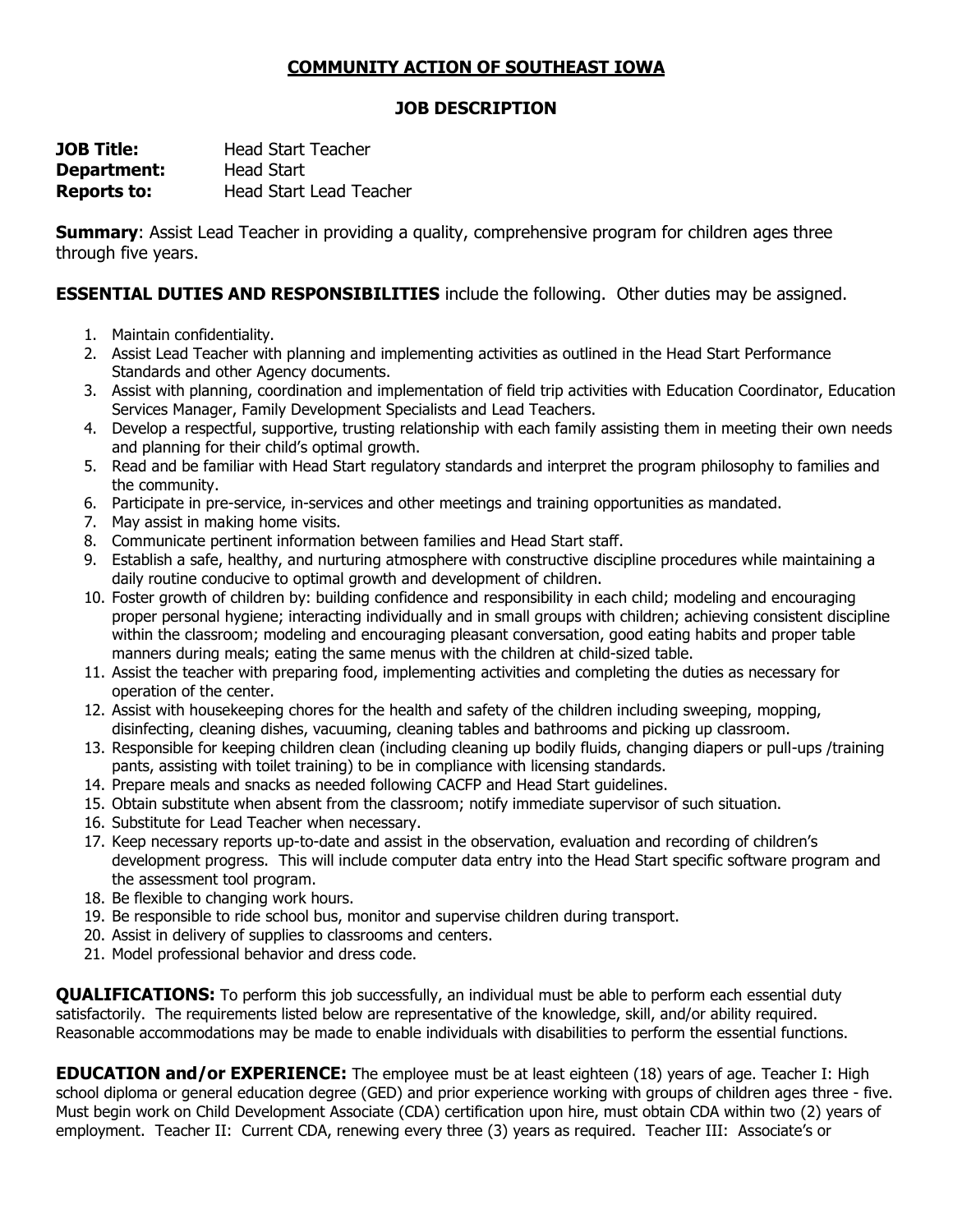# COMMUNITY ACTION OF SOUTHEAST IOWA

## JOB DESCRIPTION

**JOB Title:** Head Start Teacher
**Department:** Head Start
**Reports to:** Head Start Lead Teacher

**Summary**: Assist Lead Teacher in providing a quality, comprehensive program for children ages three through five years.

**ESSENTIAL DUTIES AND RESPONSIBILITIES** include the following. Other duties may be assigned.

1. Maintain confidentiality.
2. Assist Lead Teacher with planning and implementing activities as outlined in the Head Start Performance Standards and other Agency documents.
3. Assist with planning, coordination and implementation of field trip activities with Education Coordinator, Education Services Manager, Family Development Specialists and Lead Teachers.
4. Develop a respectful, supportive, trusting relationship with each family assisting them in meeting their own needs and planning for their child's optimal growth.
5. Read and be familiar with Head Start regulatory standards and interpret the program philosophy to families and the community.
6. Participate in pre-service, in-services and other meetings and training opportunities as mandated.
7. May assist in making home visits.
8. Communicate pertinent information between families and Head Start staff.
9. Establish a safe, healthy, and nurturing atmosphere with constructive discipline procedures while maintaining a daily routine conducive to optimal growth and development of children.
10. Foster growth of children by: building confidence and responsibility in each child; modeling and encouraging proper personal hygiene; interacting individually and in small groups with children; achieving consistent discipline within the classroom; modeling and encouraging pleasant conversation, good eating habits and proper table manners during meals; eating the same menus with the children at child-sized table.
11. Assist the teacher with preparing food, implementing activities and completing the duties as necessary for operation of the center.
12. Assist with housekeeping chores for the health and safety of the children including sweeping, mopping, disinfecting, cleaning dishes, vacuuming, cleaning tables and bathrooms and picking up classroom.
13. Responsible for keeping children clean (including cleaning up bodily fluids, changing diapers or pull-ups /training pants, assisting with toilet training) to be in compliance with licensing standards.
14. Prepare meals and snacks as needed following CACFP and Head Start guidelines.
15. Obtain substitute when absent from the classroom; notify immediate supervisor of such situation.
16. Substitute for Lead Teacher when necessary.
17. Keep necessary reports up-to-date and assist in the observation, evaluation and recording of children's development progress. This will include computer data entry into the Head Start specific software program and the assessment tool program.
18. Be flexible to changing work hours.
19. Be responsible to ride school bus, monitor and supervise children during transport.
20. Assist in delivery of supplies to classrooms and centers.
21. Model professional behavior and dress code.

**QUALIFICATIONS:** To perform this job successfully, an individual must be able to perform each essential duty satisfactorily. The requirements listed below are representative of the knowledge, skill, and/or ability required. Reasonable accommodations may be made to enable individuals with disabilities to perform the essential functions.

**EDUCATION and/or EXPERIENCE:** The employee must be at least eighteen (18) years of age. Teacher I: High school diploma or general education degree (GED) and prior experience working with groups of children ages three - five. Must begin work on Child Development Associate (CDA) certification upon hire, must obtain CDA within two (2) years of employment. Teacher II: Current CDA, renewing every three (3) years as required. Teacher III: Associate's or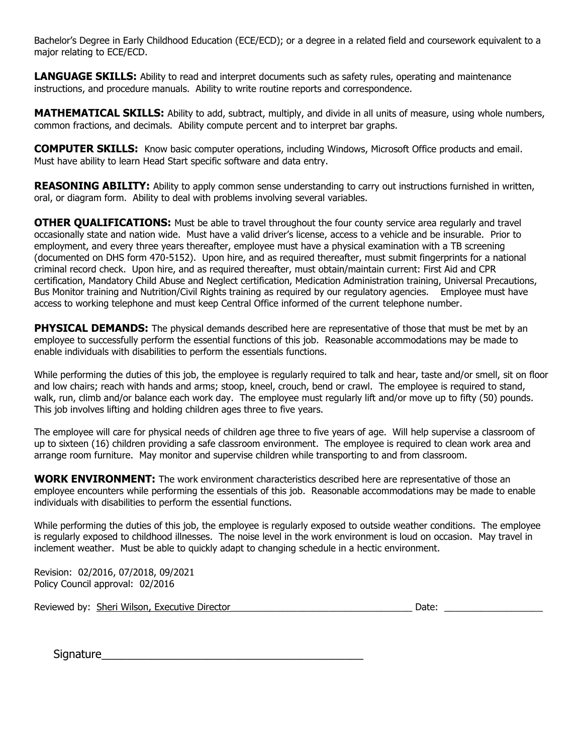Bachelor's Degree in Early Childhood Education (ECE/ECD); or a degree in a related field and coursework equivalent to a major relating to ECE/ECD.

**LANGUAGE SKILLS:** Ability to read and interpret documents such as safety rules, operating and maintenance instructions, and procedure manuals. Ability to write routine reports and correspondence.

**MATHEMATICAL SKILLS:** Ability to add, subtract, multiply, and divide in all units of measure, using whole numbers, common fractions, and decimals. Ability compute percent and to interpret bar graphs.

**COMPUTER SKILLS:** Know basic computer operations, including Windows, Microsoft Office products and email. Must have ability to learn Head Start specific software and data entry.

**REASONING ABILITY:** Ability to apply common sense understanding to carry out instructions furnished in written, oral, or diagram form. Ability to deal with problems involving several variables.

**OTHER QUALIFICATIONS:** Must be able to travel throughout the four county service area regularly and travel occasionally state and nation wide. Must have a valid driver's license, access to a vehicle and be insurable. Prior to employment, and every three years thereafter, employee must have a physical examination with a TB screening (documented on DHS form 470-5152). Upon hire, and as required thereafter, must submit fingerprints for a national criminal record check. Upon hire, and as required thereafter, must obtain/maintain current: First Aid and CPR certification, Mandatory Child Abuse and Neglect certification, Medication Administration training, Universal Precautions, Bus Monitor training and Nutrition/Civil Rights training as required by our regulatory agencies. Employee must have access to working telephone and must keep Central Office informed of the current telephone number.

**PHYSICAL DEMANDS:** The physical demands described here are representative of those that must be met by an employee to successfully perform the essential functions of this job. Reasonable accommodations may be made to enable individuals with disabilities to perform the essentials functions.

While performing the duties of this job, the employee is regularly required to talk and hear, taste and/or smell, sit on floor and low chairs; reach with hands and arms; stoop, kneel, crouch, bend or crawl. The employee is required to stand, walk, run, climb and/or balance each work day. The employee must regularly lift and/or move up to fifty (50) pounds. This job involves lifting and holding children ages three to five years.

The employee will care for physical needs of children age three to five years of age. Will help supervise a classroom of up to sixteen (16) children providing a safe classroom environment. The employee is required to clean work area and arrange room furniture. May monitor and supervise children while transporting to and from classroom.

**WORK ENVIRONMENT:** The work environment characteristics described here are representative of those an employee encounters while performing the essentials of this job. Reasonable accommodations may be made to enable individuals with disabilities to perform the essential functions.

While performing the duties of this job, the employee is regularly exposed to outside weather conditions. The employee is regularly exposed to childhood illnesses. The noise level in the work environment is loud on occasion. May travel in inclement weather. Must be able to quickly adapt to changing schedule in a hectic environment.

Revision: 02/2016, 07/2018, 09/2021
Policy Council approval: 02/2016

Reviewed by: Sheri Wilson, Executive Director ____________________ Date: ____________________

Signature_____________________________________________